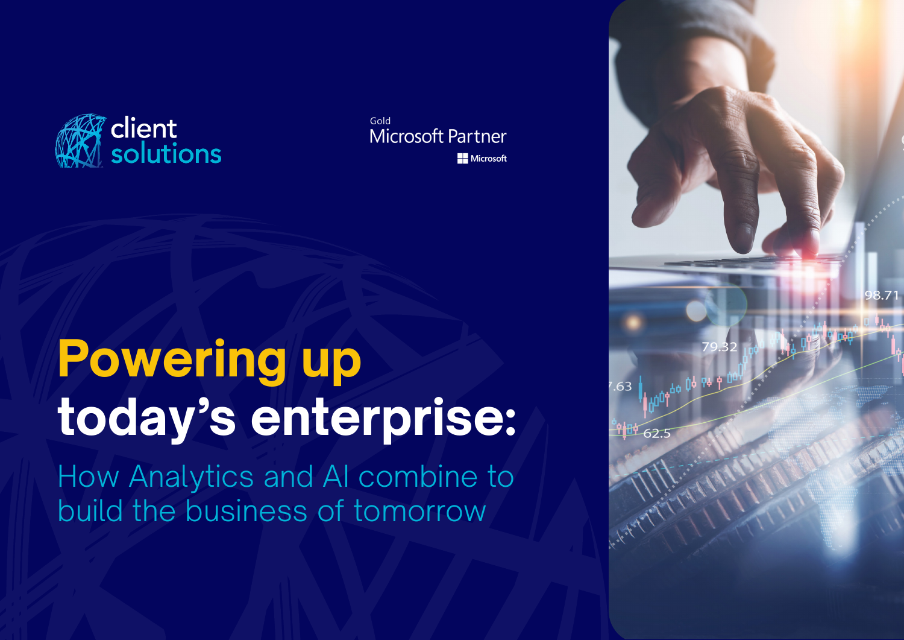client solutions

Gold Microsoft Partner

Microsoft

# Powering up today's enterprise:

## How Analytics and AI combine to build the business of tomorrow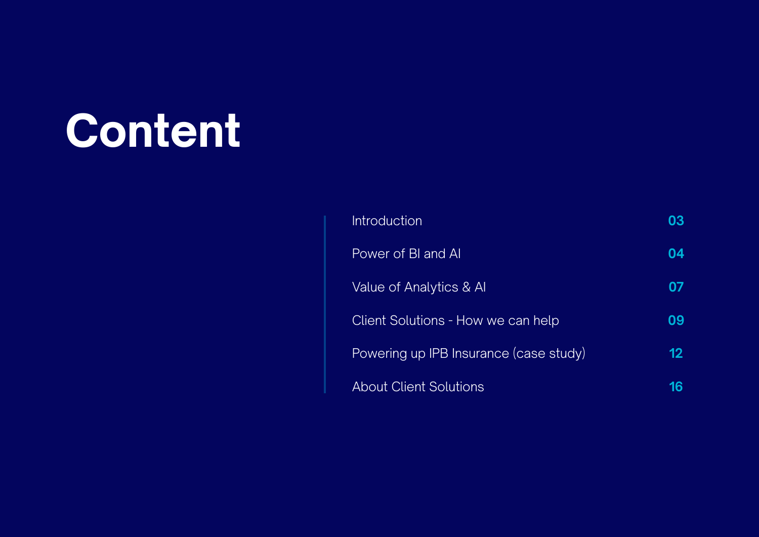# Content

| | |
|---|---|
| Introduction | 03 |
| Power of BI and AI | 04 |
| Value of Analytics & AI | 07 |
| Client Solutions - How we can help | 09 |
| Powering up IPB Insurance (case study) | 12 |
| About Client Solutions | 16 |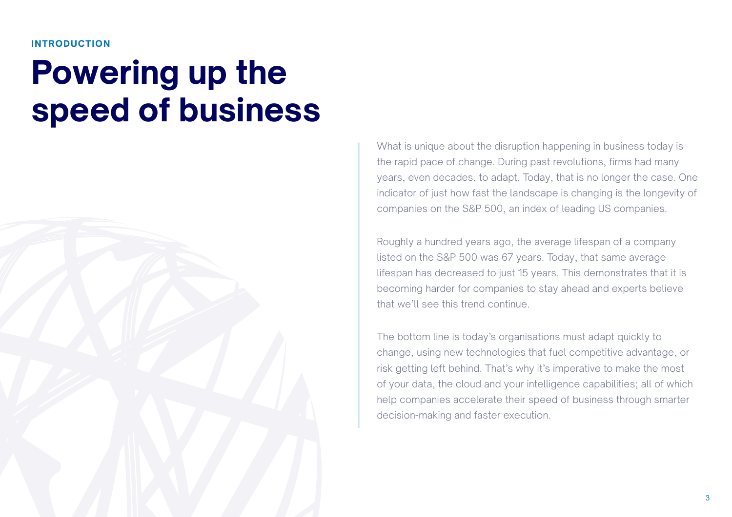INTRODUCTION

# Powering up the speed of business

What is unique about the disruption happening in business today is the rapid pace of change. During past revolutions, firms had many years, even decades, to adapt. Today, that is no longer the case. One indicator of just how fast the landscape is changing is the longevity of companies on the S&P 500, an index of leading US companies.

Roughly a hundred years ago, the average lifespan of a company listed on the S&P 500 was 67 years. Today, that same average lifespan has decreased to just 15 years. This demonstrates that it is becoming harder for companies to stay ahead and experts believe that we'll see this trend continue.

The bottom line is today's organisations must adapt quickly to change, using new technologies that fuel competitive advantage, or risk getting left behind. That's why it's imperative to make the most of your data, the cloud and your intelligence capabilities; all of which help companies accelerate their speed of business through smarter decision-making and faster execution.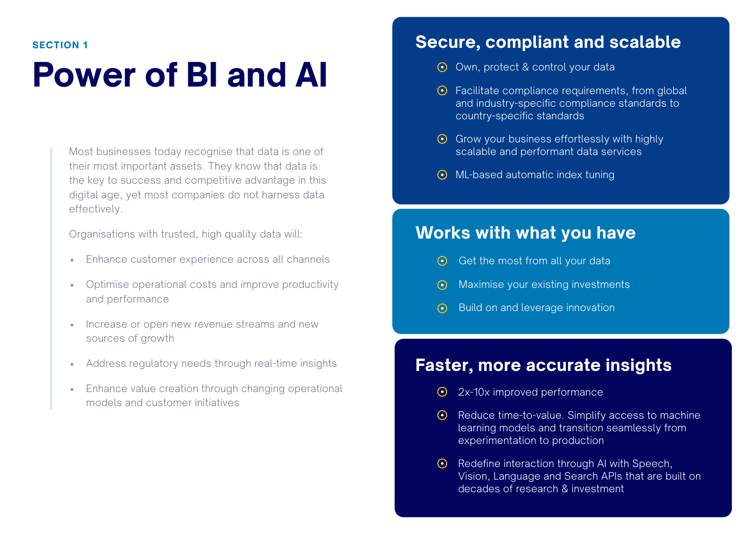SECTION 1

# Power of BI and AI

Most businesses today recognise that data is one of their most important assets. They know that data is the key to success and competitive advantage in this digital age, yet most companies do not harness data effectively.

Organisations with trusted, high quality data will:

- Enhance customer experience across all channels
- Optimise operational costs and improve productivity and performance
- Increase or open new revenue streams and new sources of growth
- Address regulatory needs through real-time insights
- Enhance value creation through changing operational models and customer initiatives

## Secure, compliant and scalable

- Own, protect & control your data
- Facilitate compliance requirements, from global and industry-specific compliance standards to country-specific standards
- Grow your business effortlessly with highly scalable and performant data services
- ML-based automatic index tuning

## Works with what you have

- Get the most from all your data
- Maximise your existing investments
- Build on and leverage innovation

## Faster, more accurate insights

- 2x-10x improved performance
- Reduce time-to-value. Simplify access to machine learning models and transition seamlessly from experimentation to production
- Redefine interaction through AI with Speech, Vision, Language and Search APIs that are built on decades of research & investment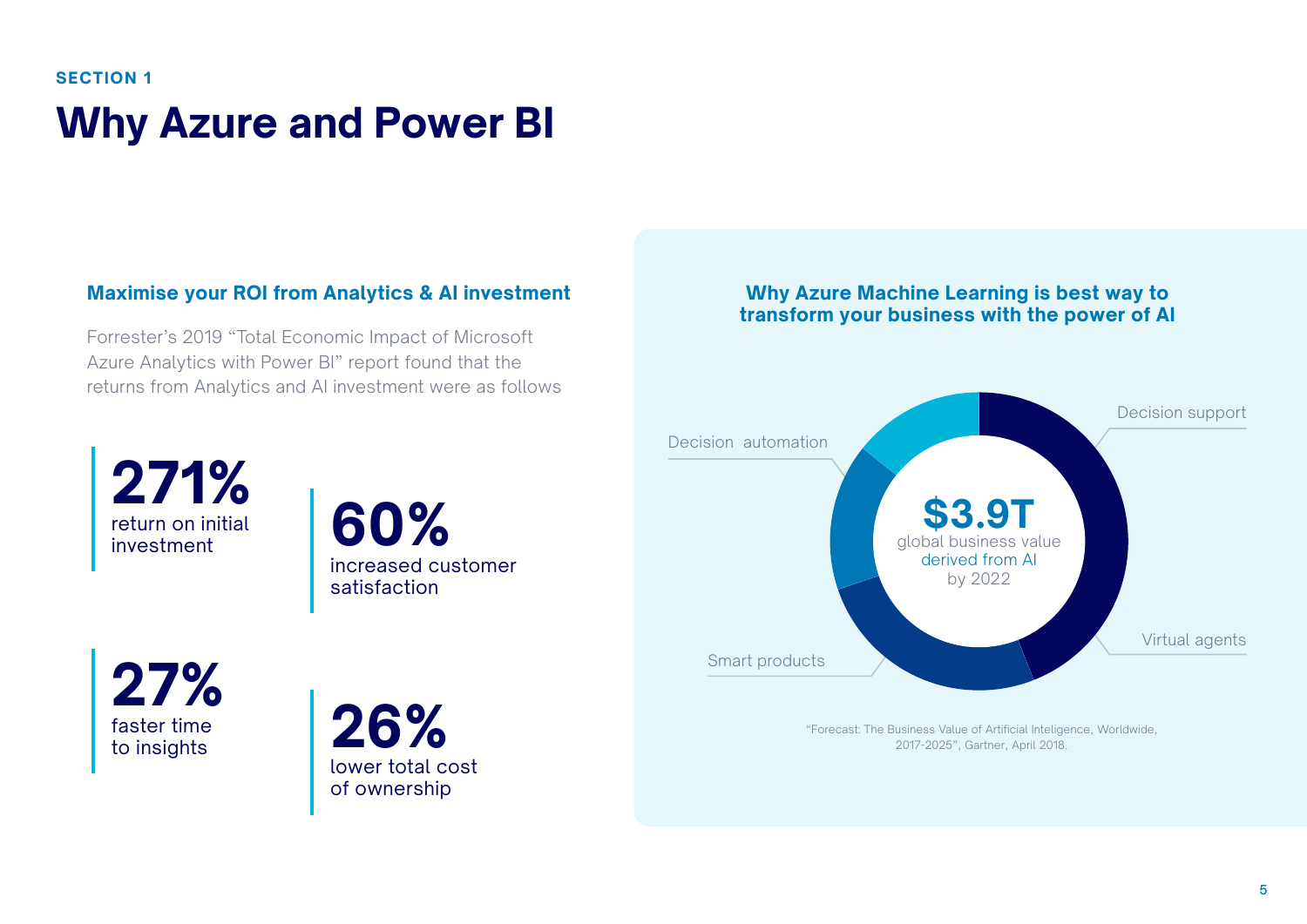SECTION 1

# Why Azure and Power BI

### Maximise your ROI from Analytics & AI investment

Forrester's 2019 "Total Economic Impact of Microsoft Azure Analytics with Power BI" report found that the returns from Analytics and AI investment were as follows

**271%**
return on initial investment

**60%**
increased customer satisfaction

**27%**
faster time to insights

**26%**
lower total cost of ownership

### Why Azure Machine Learning is best way to transform your business with the power of AI

Decision support

Decision automation

**$3.9T**
global business value derived from AI by 2022

Virtual agents

Smart products

"Forecast: The Business Value of Artificial Inteligence, Worldwide, 2017-2025", Gartner, April 2018.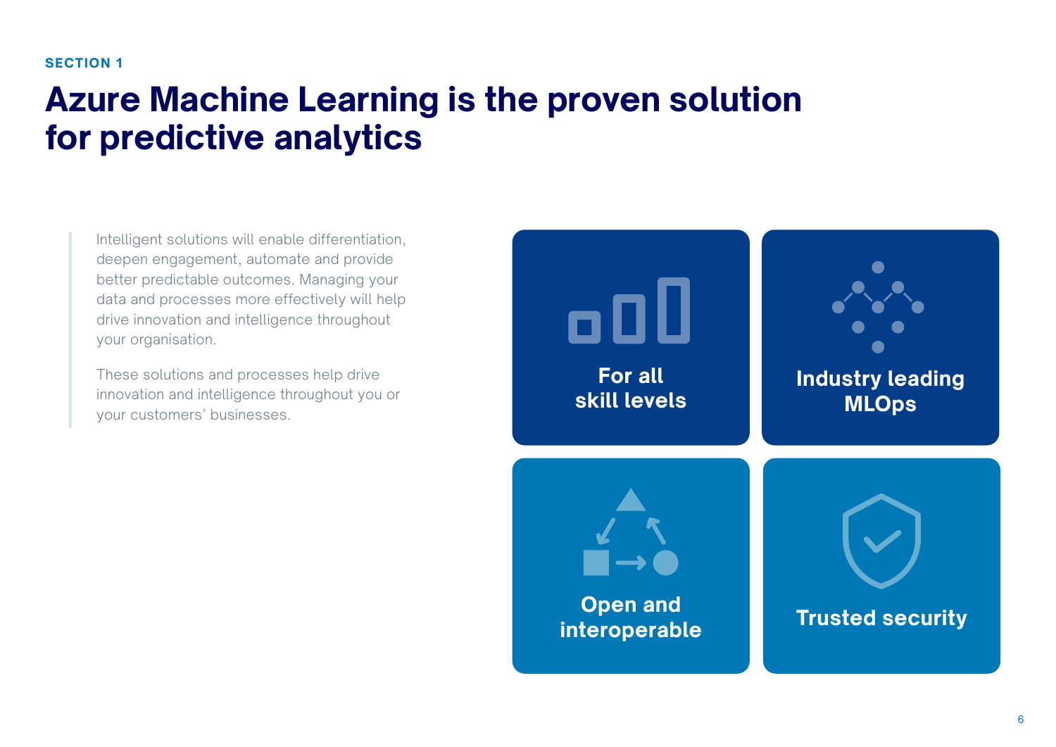SECTION 1

# Azure Machine Learning is the proven solution for predictive analytics

Intelligent solutions will enable differentiation, deepen engagement, automate and provide better predictable outcomes. Managing your data and processes more effectively will help drive innovation and intelligence throughout your organisation.

These solutions and processes help drive innovation and intelligence throughout you or your customers' businesses.

**For all skill levels**

**Industry leading MLOps**

**Open and interoperable**

**Trusted security**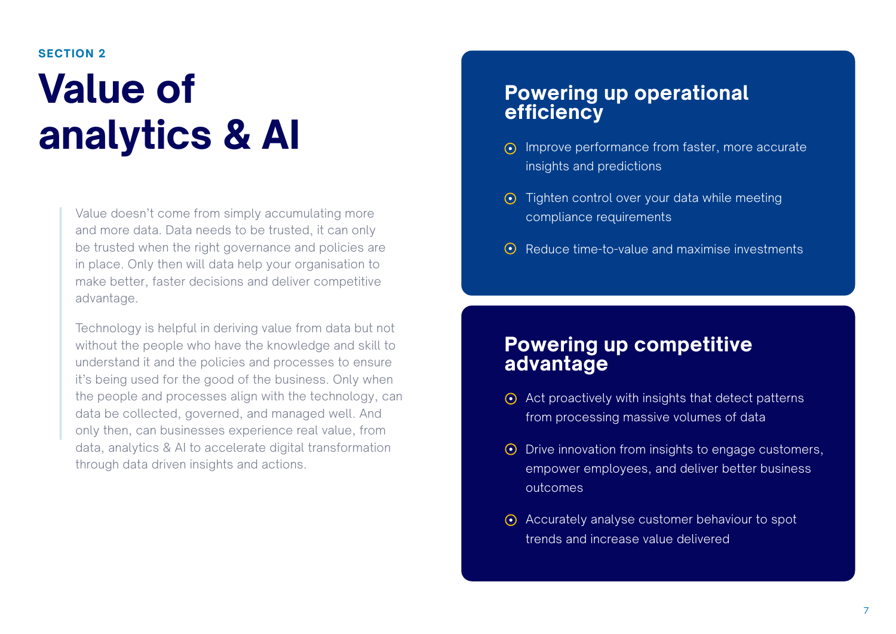SECTION 2

# Value of analytics & AI

Value doesn't come from simply accumulating more and more data. Data needs to be trusted, it can only be trusted when the right governance and policies are in place. Only then will data help your organisation to make better, faster decisions and deliver competitive advantage.

Technology is helpful in deriving value from data but not without the people who have the knowledge and skill to understand it and the policies and processes to ensure it's being used for the good of the business. Only when the people and processes align with the technology, can data be collected, governed, and managed well. And only then, can businesses experience real value, from data, analytics & AI to accelerate digital transformation through data driven insights and actions.

## Powering up operational efficiency

- Improve performance from faster, more accurate insights and predictions
- Tighten control over your data while meeting compliance requirements
- Reduce time-to-value and maximise investments

## Powering up competitive advantage

- Act proactively with insights that detect patterns from processing massive volumes of data
- Drive innovation from insights to engage customers, empower employees, and deliver better business outcomes
- Accurately analyse customer behaviour to spot trends and increase value delivered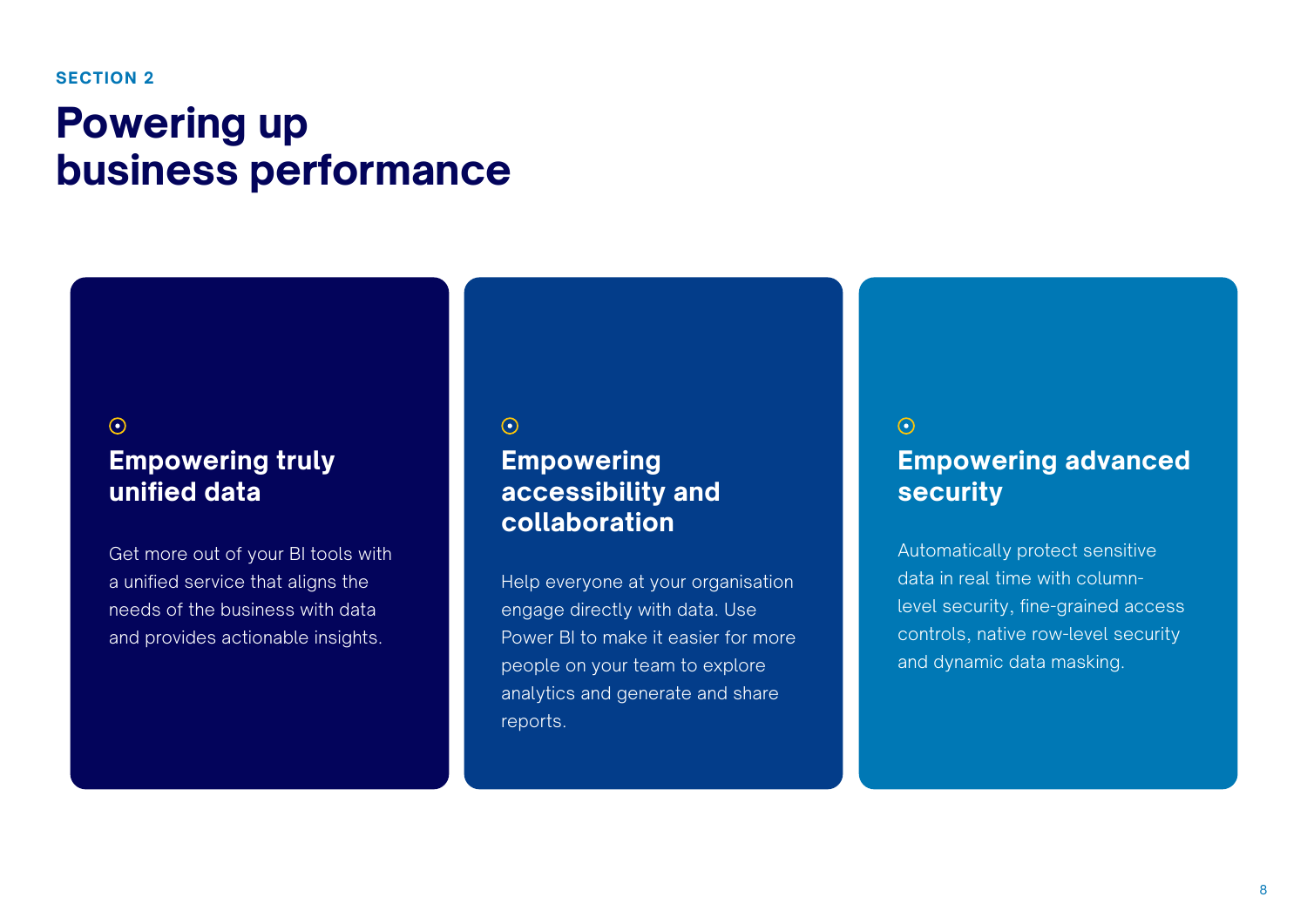SECTION 2

# Powering up business performance

### Empowering truly unified data

Get more out of your BI tools with a unified service that aligns the needs of the business with data and provides actionable insights.

### Empowering accessibility and collaboration

Help everyone at your organisation engage directly with data. Use Power BI to make it easier for more people on your team to explore analytics and generate and share reports.

### Empowering advanced security

Automatically protect sensitive data in real time with column-level security, fine-grained access controls, native row-level security and dynamic data masking.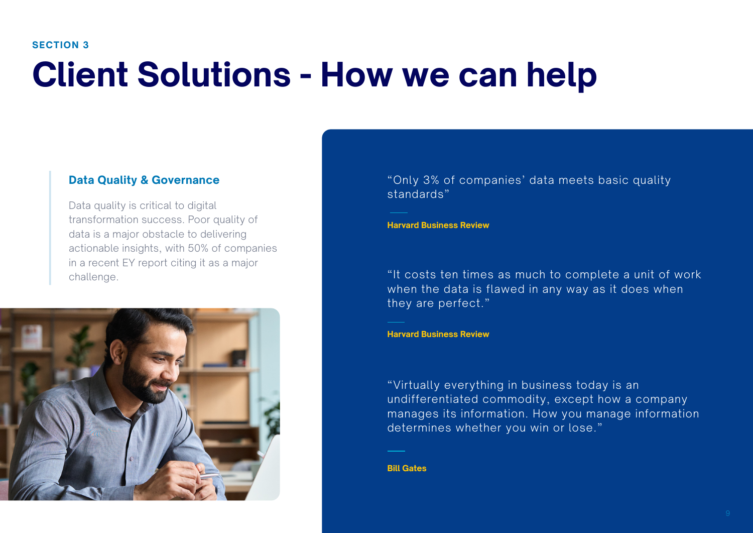SECTION 3

# Client Solutions - How we can help

### Data Quality & Governance

Data quality is critical to digital transformation success. Poor quality of data is a major obstacle to delivering actionable insights, with 50% of companies in a recent EY report citing it as a major challenge.

> "Only 3% of companies' data meets basic quality standards"
>
> **Harvard Business Review**

> "It costs ten times as much to complete a unit of work when the data is flawed in any way as it does when they are perfect."
>
> **Harvard Business Review**

> "Virtually everything in business today is an undifferentiated commodity, except how a company manages its information. How you manage information determines whether you win or lose."
>
> **Bill Gates**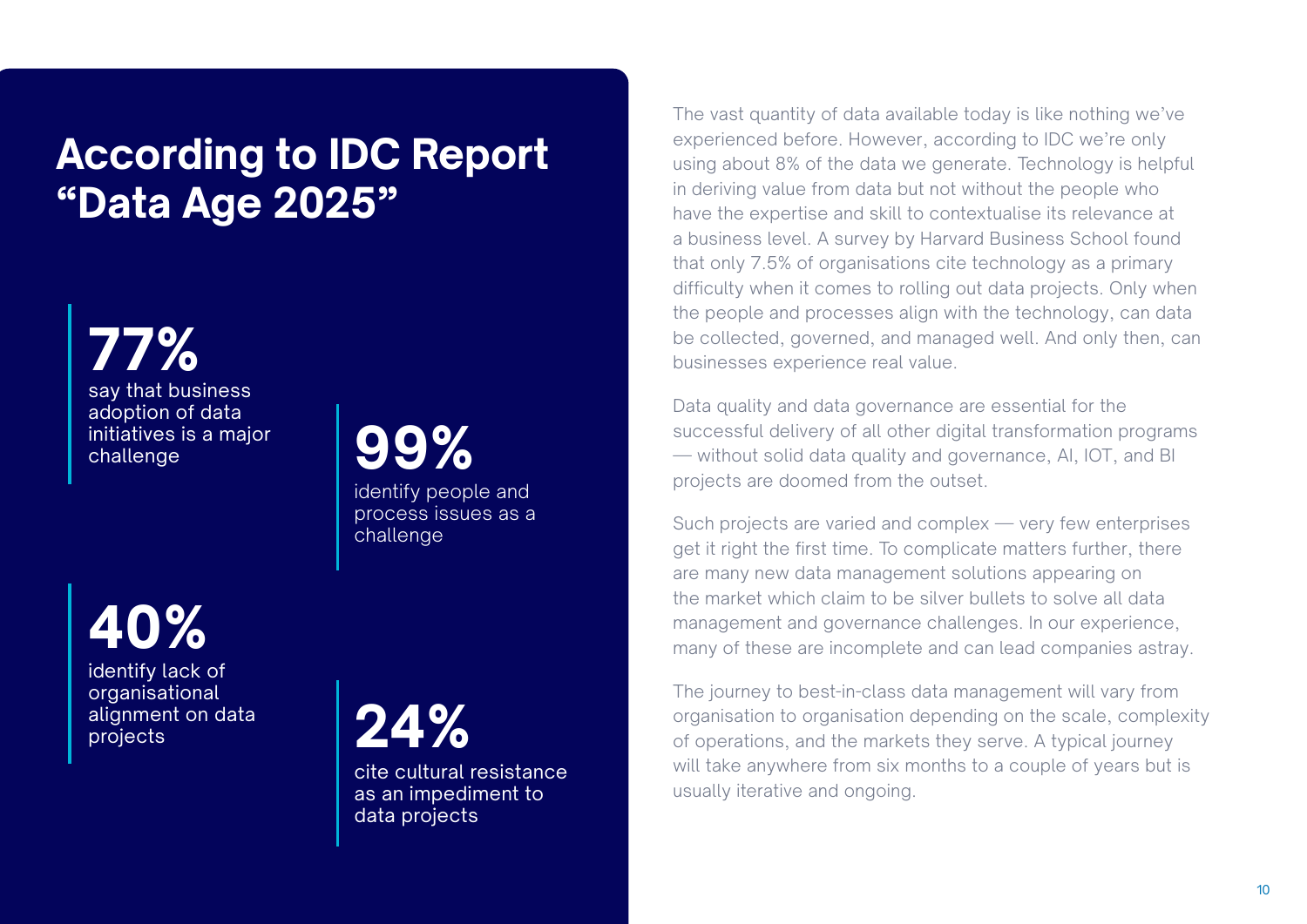## According to IDC Report “Data Age 2025”

**77%**
say that business adoption of data initiatives is a major challenge

**99%**
identify people and process issues as a challenge

**40%**
identify lack of organisational alignment on data projects

**24%**
cite cultural resistance as an impediment to data projects

The vast quantity of data available today is like nothing we’ve experienced before. However, according to IDC we’re only using about 8% of the data we generate. Technology is helpful in deriving value from data but not without the people who have the expertise and skill to contextualise its relevance at a business level. A survey by Harvard Business School found that only 7.5% of organisations cite technology as a primary difficulty when it comes to rolling out data projects. Only when the people and processes align with the technology, can data be collected, governed, and managed well. And only then, can businesses experience real value.

Data quality and data governance are essential for the successful delivery of all other digital transformation programs — without solid data quality and governance, AI, IOT, and BI projects are doomed from the outset.

Such projects are varied and complex — very few enterprises get it right the first time. To complicate matters further, there are many new data management solutions appearing on the market which claim to be silver bullets to solve all data management and governance challenges. In our experience, many of these are incomplete and can lead companies astray.

The journey to best-in-class data management will vary from organisation to organisation depending on the scale, complexity of operations, and the markets they serve. A typical journey will take anywhere from six months to a couple of years but is usually iterative and ongoing.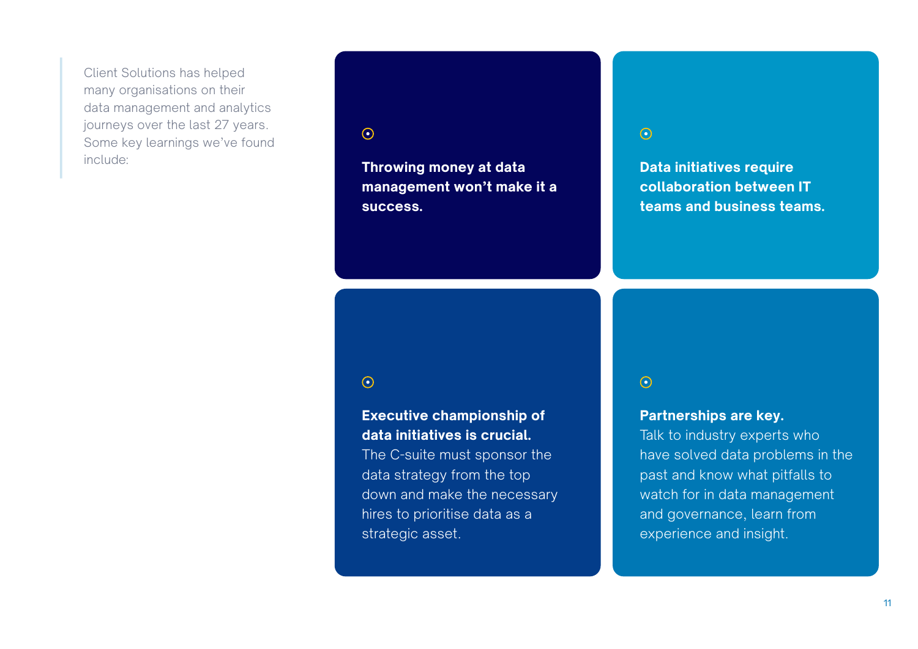Client Solutions has helped many organisations on their data management and analytics journeys over the last 27 years. Some key learnings we've found include:

**Throwing money at data management won't make it a success.**

**Data initiatives require collaboration between IT teams and business teams.**

**Executive championship of data initiatives is crucial.** The C-suite must sponsor the data strategy from the top down and make the necessary hires to prioritise data as a strategic asset.

**Partnerships are key.** Talk to industry experts who have solved data problems in the past and know what pitfalls to watch for in data management and governance, learn from experience and insight.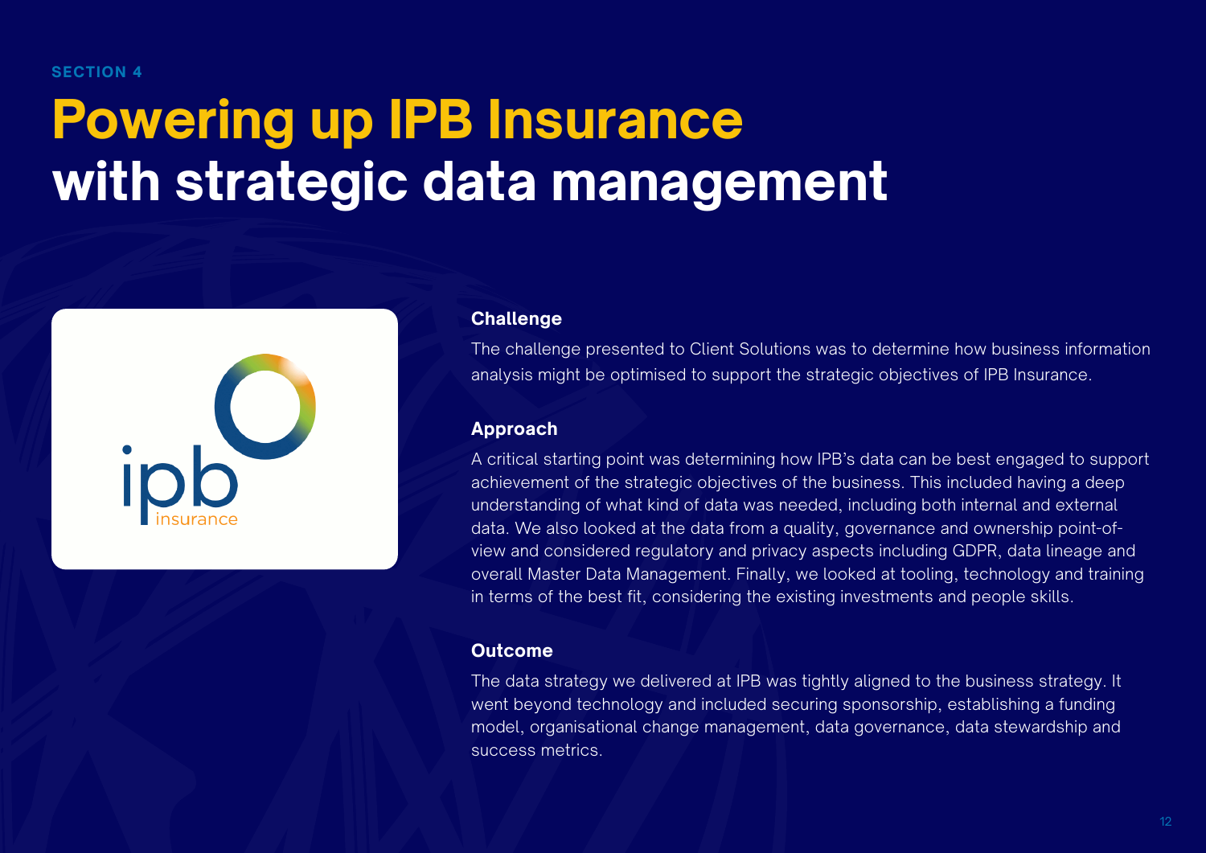SECTION 4

# Powering up IPB Insurance with strategic data management

### Challenge

The challenge presented to Client Solutions was to determine how business information analysis might be optimised to support the strategic objectives of IPB Insurance.

### Approach

A critical starting point was determining how IPB's data can be best engaged to support achievement of the strategic objectives of the business. This included having a deep understanding of what kind of data was needed, including both internal and external data. We also looked at the data from a quality, governance and ownership point-of-view and considered regulatory and privacy aspects including GDPR, data lineage and overall Master Data Management. Finally, we looked at tooling, technology and training in terms of the best fit, considering the existing investments and people skills.

### Outcome

The data strategy we delivered at IPB was tightly aligned to the business strategy. It went beyond technology and included securing sponsorship, establishing a funding model, organisational change management, data governance, data stewardship and success metrics.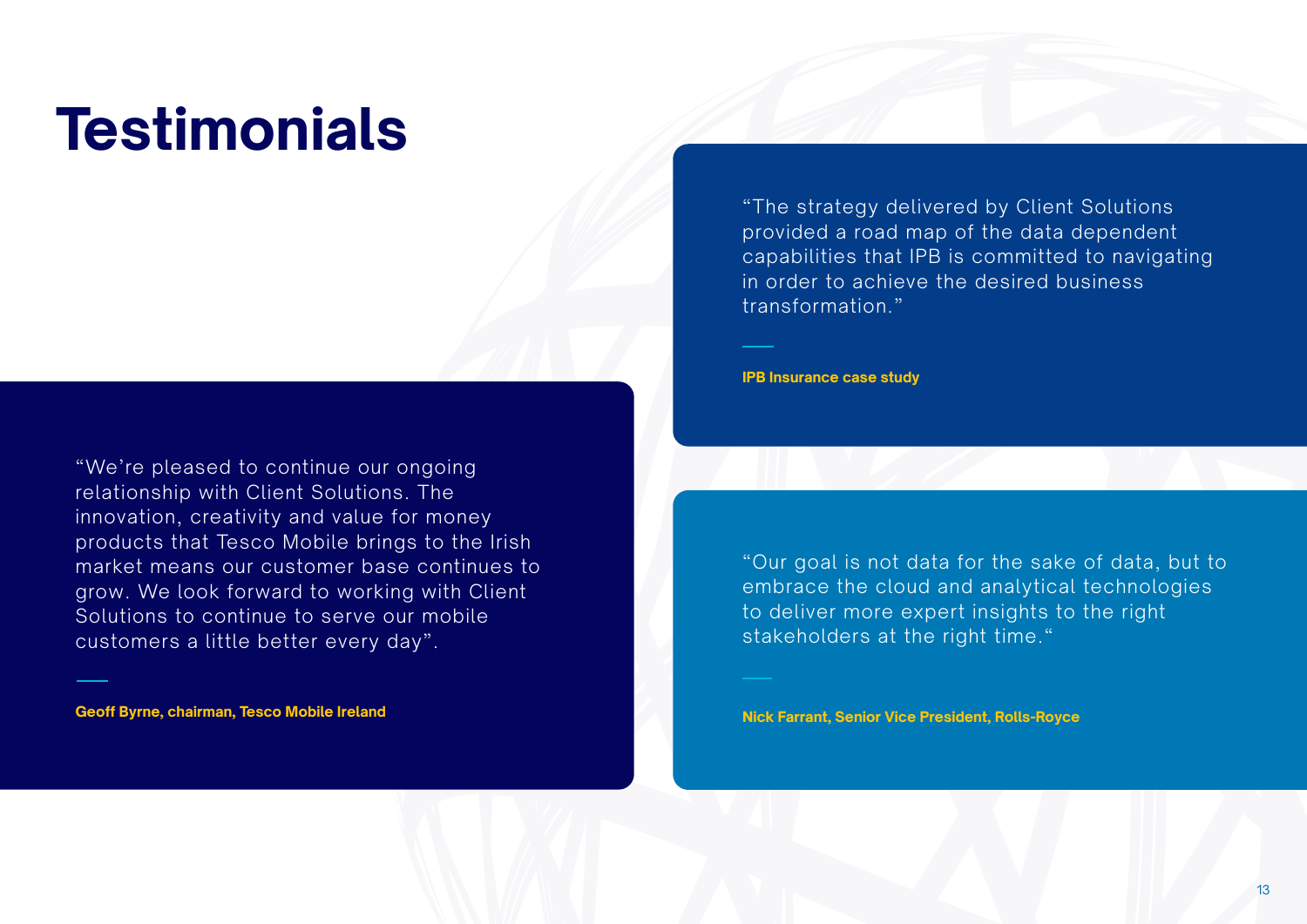# Testimonials

“The strategy delivered by Client Solutions provided a road map of the data dependent capabilities that IPB is committed to navigating in order to achieve the desired business transformation.”

**IPB Insurance case study**

“We’re pleased to continue our ongoing relationship with Client Solutions. The innovation, creativity and value for money products that Tesco Mobile brings to the Irish market means our customer base continues to grow. We look forward to working with Client Solutions to continue to serve our mobile customers a little better every day”.

**Geoff Byrne, chairman, Tesco Mobile Ireland**

“Our goal is not data for the sake of data, but to embrace the cloud and analytical technologies to deliver more expert insights to the right stakeholders at the right time.“

**Nick Farrant, Senior Vice President, Rolls-Royce**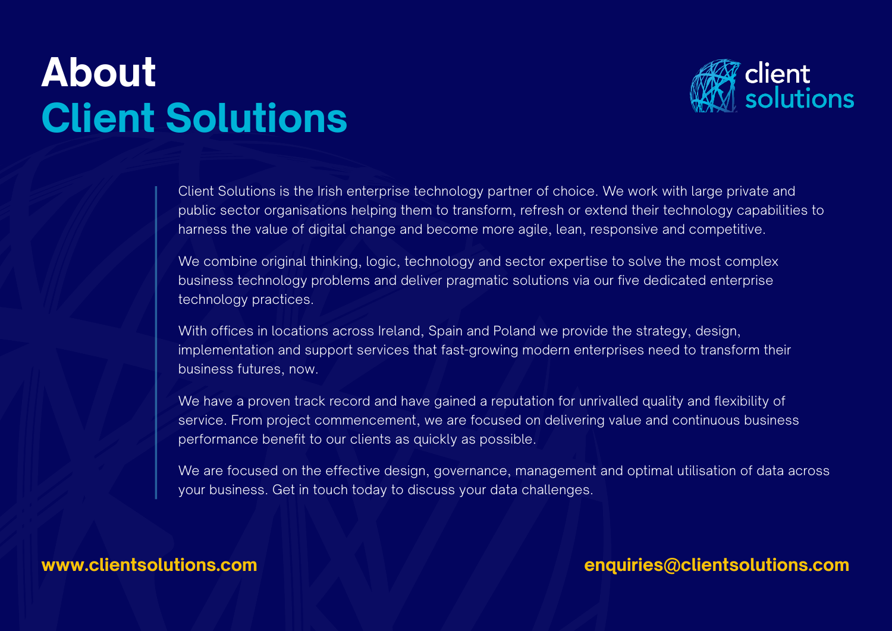# About
# Client Solutions

client solutions

Client Solutions is the Irish enterprise technology partner of choice. We work with large private and public sector organisations helping them to transform, refresh or extend their technology capabilities to harness the value of digital change and become more agile, lean, responsive and competitive.

We combine original thinking, logic, technology and sector expertise to solve the most complex business technology problems and deliver pragmatic solutions via our five dedicated enterprise technology practices.

With offices in locations across Ireland, Spain and Poland we provide the strategy, design, implementation and support services that fast-growing modern enterprises need to transform their business futures, now.

We have a proven track record and have gained a reputation for unrivalled quality and flexibility of service. From project commencement, we are focused on delivering value and continuous business performance benefit to our clients as quickly as possible.

We are focused on the effective design, governance, management and optimal utilisation of data across your business. Get in touch today to discuss your data challenges.

**www.clientsolutions.com**

**enquiries@clientsolutions.com**